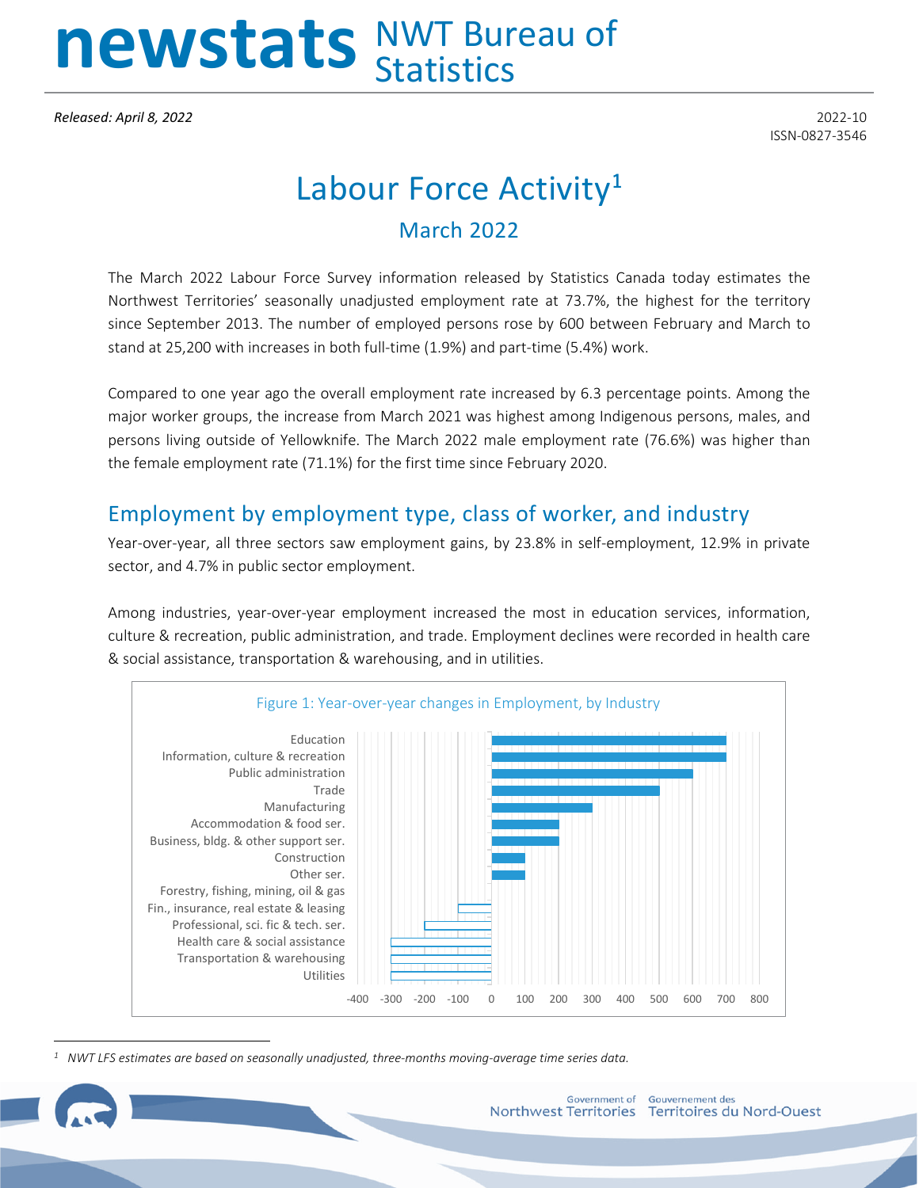# newstats NWT Bureau of Statistics

*Released: April 8, 2022*

2022-10
ISSN-0827-3546

# Labour Force Activity[1]

## March 2022

The March 2022 Labour Force Survey information released by Statistics Canada today estimates the Northwest Territories' seasonally unadjusted employment rate at 73.7%, the highest for the territory since September 2013. The number of employed persons rose by 600 between February and March to stand at 25,200 with increases in both full-time (1.9%) and part-time (5.4%) work.

Compared to one year ago the overall employment rate increased by 6.3 percentage points. Among the major worker groups, the increase from March 2021 was highest among Indigenous persons, males, and persons living outside of Yellowknife. The March 2022 male employment rate (76.6%) was higher than the female employment rate (71.1%) for the first time since February 2020.

## Employment by employment type, class of worker, and industry

Year-over-year, all three sectors saw employment gains, by 23.8% in self-employment, 12.9% in private sector, and 4.7% in public sector employment.

Among industries, year-over-year employment increased the most in education services, information, culture & recreation, public administration, and trade. Employment declines were recorded in health care & social assistance, transportation & warehousing, and in utilities.

Figure 1: Year-over-year changes in Employment, by Industry

| Industry | Change |
|---|---|
| Education | 700 |
| Information, culture & recreation | 700 |
| Public administration | 600 |
| Trade | 500 |
| Manufacturing | 300 |
| Accommodation & food ser. | 200 |
| Business, bldg. & other support ser. | 200 |
| Construction | 100 |
| Other ser. | 100 |
| Forestry, fishing, mining, oil & gas | 0 |
| Fin., insurance, real estate & leasing | -100 |
| Professional, sci. fic & tech. ser. | -200 |
| Health care & social assistance | -300 |
| Transportation & warehousing | -300 |
| Utilities | -300 |

[1] *NWT LFS estimates are based on seasonally unadjusted, three-months moving-average time series data.*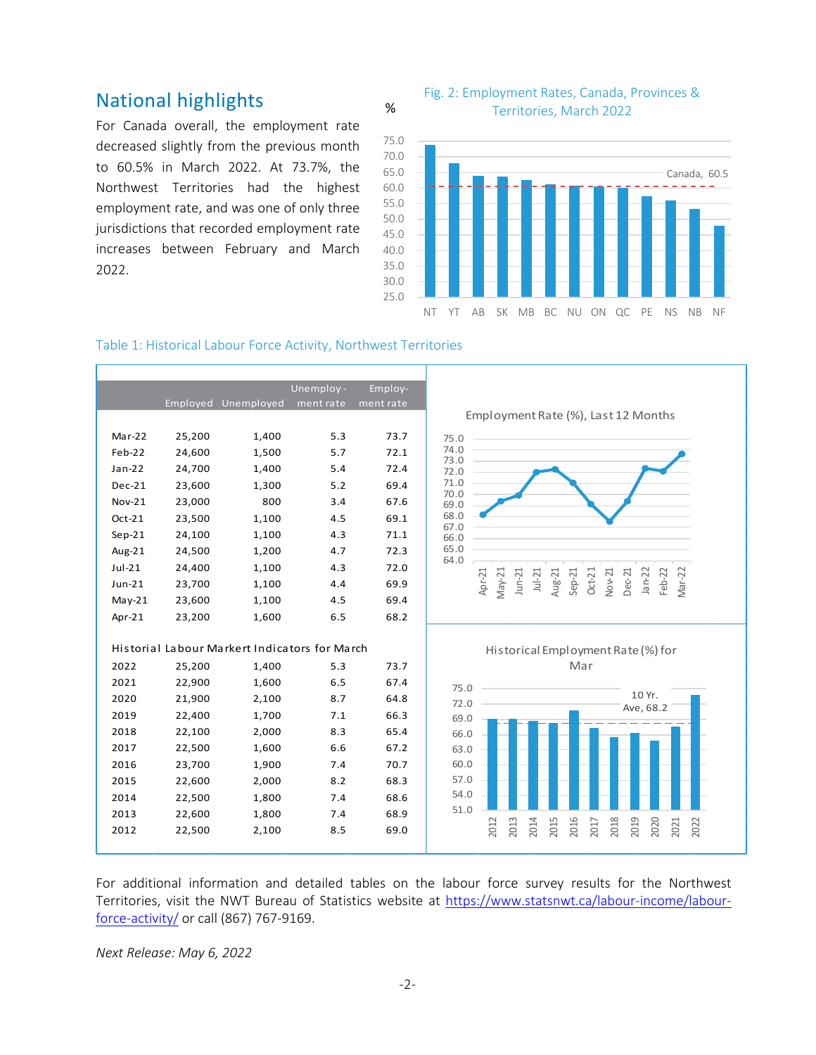## National highlights

For Canada overall, the employment rate decreased slightly from the previous month to 60.5% in March 2022. At 73.7%, the Northwest Territories had the highest employment rate, and was one of only three jurisdictions that recorded employment rate increases between February and March 2022.

Fig. 2: Employment Rates, Canada, Provinces & Territories, March 2022

%

75.0
70.0
65.0
60.0
55.0
50.0
45.0
40.0
35.0
30.0
25.0

Canada, 60.5

NT YT AB SK MB BC NU ON QC PE NS NB NF

Table 1: Historical Labour Force Activity, Northwest Territories

| | Employed | Unemployed | Unemploy-ment rate | Employ-ment rate |
|---|---|---|---|---|
| Mar-22 | 25,200 | 1,400 | 5.3 | 73.7 |
| Feb-22 | 24,600 | 1,500 | 5.7 | 72.1 |
| Jan-22 | 24,700 | 1,400 | 5.4 | 72.4 |
| Dec-21 | 23,600 | 1,300 | 5.2 | 69.4 |
| Nov-21 | 23,000 | 800 | 3.4 | 67.6 |
| Oct-21 | 23,500 | 1,100 | 4.5 | 69.1 |
| Sep-21 | 24,100 | 1,100 | 4.3 | 71.1 |
| Aug-21 | 24,500 | 1,200 | 4.7 | 72.3 |
| Jul-21 | 24,400 | 1,100 | 4.3 | 72.0 |
| Jun-21 | 23,700 | 1,100 | 4.4 | 69.9 |
| May-21 | 23,600 | 1,100 | 4.5 | 69.4 |
| Apr-21 | 23,200 | 1,600 | 6.5 | 68.2 |
| **Historical Labour Market Indicators for March** | | | | |
| 2022 | 25,200 | 1,400 | 5.3 | 73.7 |
| 2021 | 22,900 | 1,600 | 6.5 | 67.4 |
| 2020 | 21,900 | 2,100 | 8.7 | 64.8 |
| 2019 | 22,400 | 1,700 | 7.1 | 66.3 |
| 2018 | 22,100 | 2,000 | 8.3 | 65.4 |
| 2017 | 22,500 | 1,600 | 6.6 | 67.2 |
| 2016 | 23,700 | 1,900 | 7.4 | 70.7 |
| 2015 | 22,600 | 2,000 | 8.2 | 68.3 |
| 2014 | 22,500 | 1,800 | 7.4 | 68.6 |
| 2013 | 22,600 | 1,800 | 7.4 | 68.9 |
| 2012 | 22,500 | 2,100 | 8.5 | 69.0 |

Employment Rate (%), Last 12 Months

75.0
74.0
73.0
72.0
71.0
70.0
69.0
68.0
67.0
66.0
65.0
64.0

Apr-21 May-21 Jun-21 Jul-21 Aug-21 Sep-21 Oct-21 Nov-21 Dec-21 Jan-22 Feb-22 Mar-22

Historical Employment Rate (%) for Mar

75.0
72.0
69.0
66.0
63.0
60.0
57.0
54.0
51.0

10 Yr. Ave, 68.2

2012 2013 2014 2015 2016 2017 2018 2019 2020 2021 2022

For additional information and detailed tables on the labour force survey results for the Northwest Territories, visit the NWT Bureau of Statistics website at https://www.statsnwt.ca/labour-income/labour-force-activity/ or call (867) 767-9169.

*Next Release: May 6, 2022*